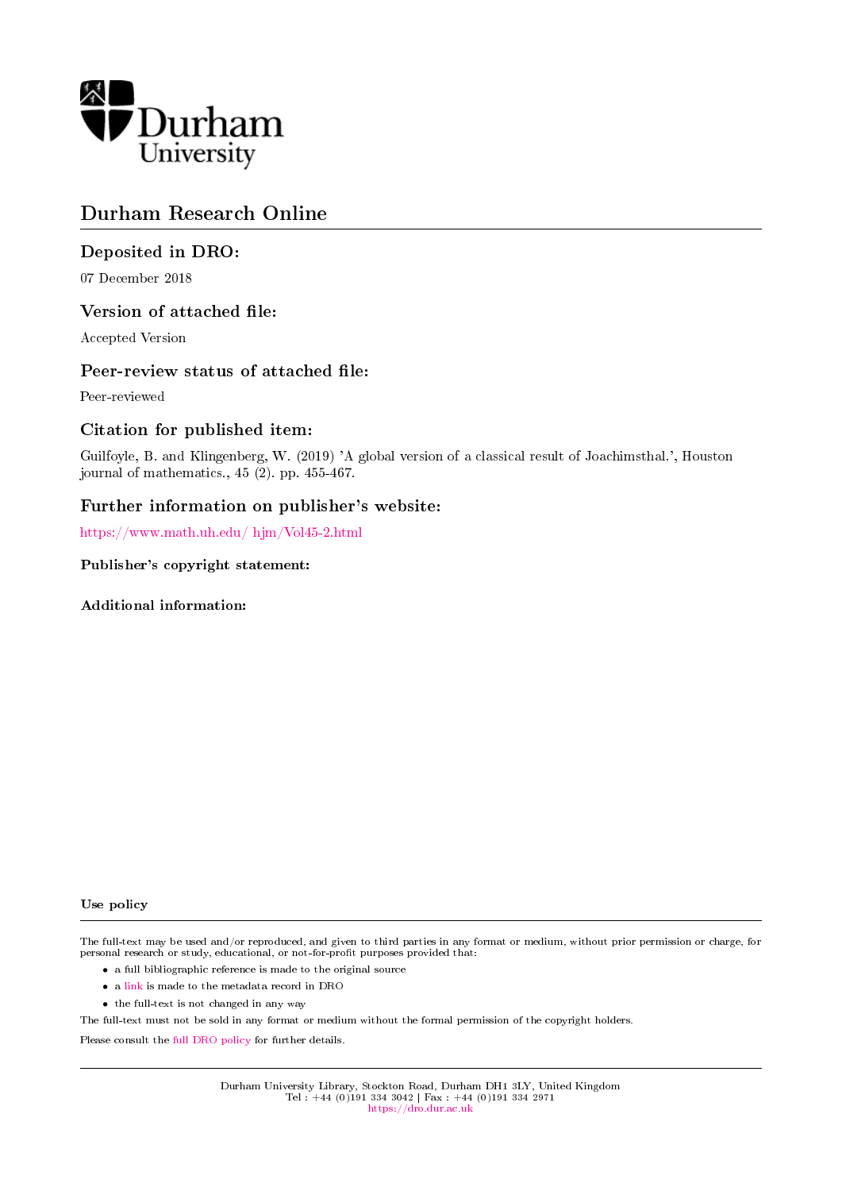Durham University

# Durham Research Online

## Deposited in DRO:

07 December 2018

## Version of attached file:

Accepted Version

## Peer-review status of attached file:

Peer-reviewed

## Citation for published item:

Guilfoyle, B. and Klingenberg, W. (2019) 'A global version of a classical result of Joachimsthal.', Houston journal of mathematics., 45 (2). pp. 455-467.

## Further information on publisher's website:

https://www.math.uh.edu/ hjm/Vol45-2.html

### Publisher's copyright statement:

### Additional information:

### Use policy

The full-text may be used and/or reproduced, and given to third parties in any format or medium, without prior permission or charge, for personal research or study, educational, or not-for-profit purposes provided that:

- a full bibliographic reference is made to the original source
- a link is made to the metadata record in DRO
- the full-text is not changed in any way

The full-text must not be sold in any format or medium without the formal permission of the copyright holders.

Please consult the full DRO policy for further details.

Durham University Library, Stockton Road, Durham DH1 3LY, United Kingdom
Tel : +44 (0)191 334 3042 | Fax : +44 (0)191 334 2971
https://dro.dur.ac.uk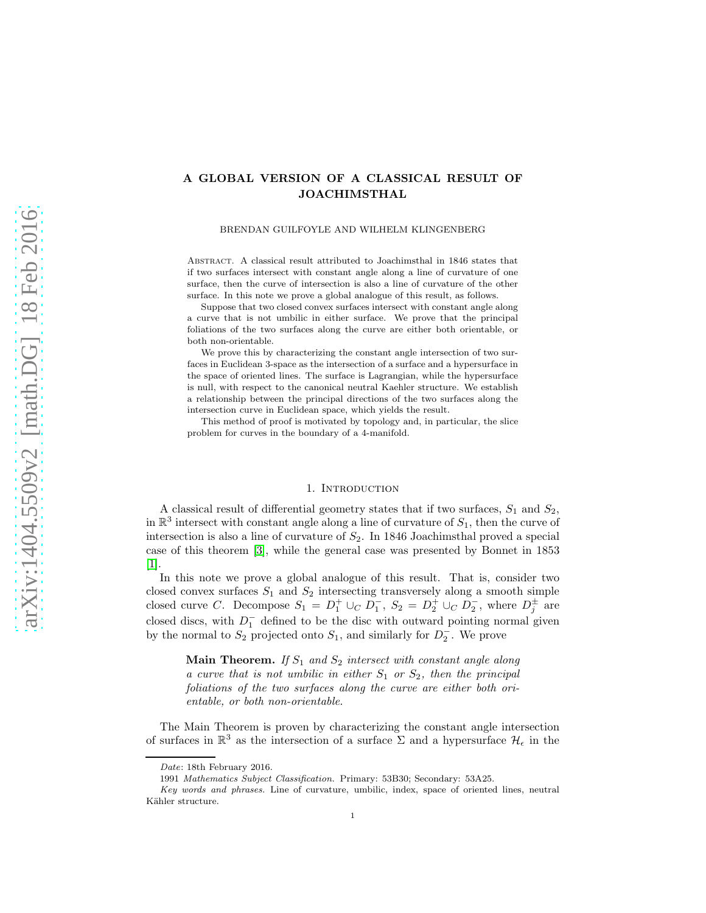# A GLOBAL VERSION OF A CLASSICAL RESULT OF JOACHIMSTHAL

BRENDAN GUILFOYLE AND WILHELM KLINGENBERG

Abstract. A classical result attributed to Joachimsthal in 1846 states that if two surfaces intersect with constant angle along a line of curvature of one surface, then the curve of intersection is also a line of curvature of the other surface. In this note we prove a global analogue of this result, as follows.

Suppose that two closed convex surfaces intersect with constant angle along a curve that is not umbilic in either surface. We prove that the principal foliations of the two surfaces along the curve are either both orientable, or both non-orientable.

We prove this by characterizing the constant angle intersection of two surfaces in Euclidean 3-space as the intersection of a surface and a hypersurface in the space of oriented lines. The surface is Lagrangian, while the hypersurface is null, with respect to the canonical neutral Kaehler structure. We establish a relationship between the principal directions of the two surfaces along the intersection curve in Euclidean space, which yields the result.

This method of proof is motivated by topology and, in particular, the slice problem for curves in the boundary of a 4-manifold.

## 1. Introduction

A classical result of differential geometry states that if two surfaces, $S_1$ and $S_2$, in $\mathbb{R}^3$ intersect with constant angle along a line of curvature of $S_1$, then the curve of intersection is also a line of curvature of $S_2$. In 1846 Joachimsthal proved a special case of this theorem [3], while the general case was presented by Bonnet in 1853 [1].

In this note we prove a global analogue of this result. That is, consider two closed convex surfaces $S_1$ and $S_2$ intersecting transversely along a smooth simple closed curve $C$. Decompose $S_1 = D_1^+ \cup_C D_1^-$, $S_2 = D_2^+ \cup_C D_2^-$, where $D_j^\pm$ are closed discs, with $D_1^-$ defined to be the disc with outward pointing normal given by the normal to $S_2$ projected onto $S_1$, and similarly for $D_2^-$. We prove

**Main Theorem.** *If $S_1$ and $S_2$ intersect with constant angle along a curve that is not umbilic in either $S_1$ or $S_2$, then the principal foliations of the two surfaces along the curve are either both orientable, or both non-orientable.*

The Main Theorem is proven by characterizing the constant angle intersection of surfaces in $\mathbb{R}^3$ as the intersection of a surface $\Sigma$ and a hypersurface $\mathcal{H}_\epsilon$ in the

*Date*: 18th February 2016.

1991 *Mathematics Subject Classification.* Primary: 53B30; Secondary: 53A25.

*Key words and phrases.* Line of curvature, umbilic, index, space of oriented lines, neutral Kähler structure.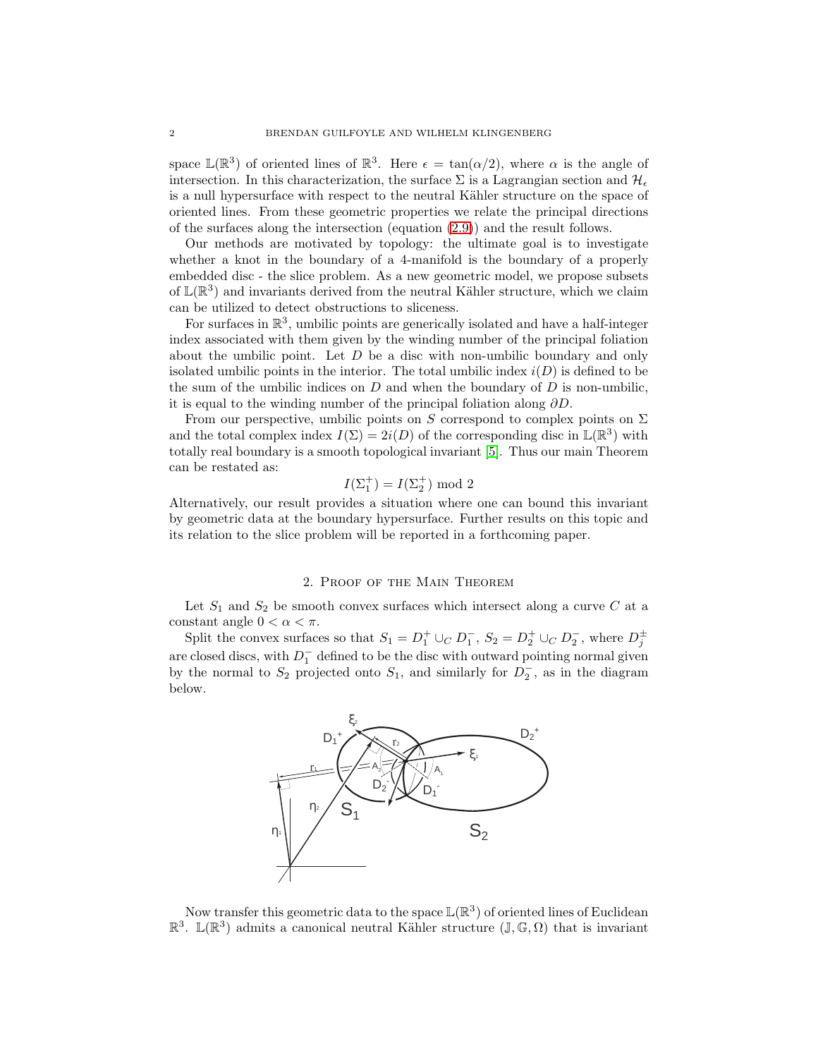space $\mathbb{L}(\mathbb{R}^3)$ of oriented lines of $\mathbb{R}^3$. Here $\epsilon = \tan(\alpha/2)$, where $\alpha$ is the angle of intersection. In this characterization, the surface $\Sigma$ is a Lagrangian section and $\mathcal{H}_\epsilon$ is a null hypersurface with respect to the neutral Kähler structure on the space of oriented lines. From these geometric properties we relate the principal directions of the surfaces along the intersection (equation (2.9)) and the result follows.

Our methods are motivated by topology: the ultimate goal is to investigate whether a knot in the boundary of a 4-manifold is the boundary of a properly embedded disc - the slice problem. As a new geometric model, we propose subsets of $\mathbb{L}(\mathbb{R}^3)$ and invariants derived from the neutral Kähler structure, which we claim can be utilized to detect obstructions to sliceness.

For surfaces in $\mathbb{R}^3$, umbilic points are generically isolated and have a half-integer index associated with them given by the winding number of the principal foliation about the umbilic point. Let $D$ be a disc with non-umbilic boundary and only isolated umbilic points in the interior. The total umbilic index $i(D)$ is defined to be the sum of the umbilic indices on $D$ and when the boundary of $D$ is non-umbilic, it is equal to the winding number of the principal foliation along $\partial D$.

From our perspective, umbilic points on $S$ correspond to complex points on $\Sigma$ and the total complex index $I(\Sigma) = 2i(D)$ of the corresponding disc in $\mathbb{L}(\mathbb{R}^3)$ with totally real boundary is a smooth topological invariant [5]. Thus our main Theorem can be restated as:

$$I(\Sigma_1^+) = I(\Sigma_2^+) \bmod 2$$

Alternatively, our result provides a situation where one can bound this invariant by geometric data at the boundary hypersurface. Further results on this topic and its relation to the slice problem will be reported in a forthcoming paper.

## 2. Proof of the Main Theorem

Let $S_1$ and $S_2$ be smooth convex surfaces which intersect along a curve $C$ at a constant angle $0 < \alpha < \pi$.

Split the convex surfaces so that $S_1 = D_1^+ \cup_C D_1^-$, $S_2 = D_2^+ \cup_C D_2^-$, where $D_j^\pm$ are closed discs, with $D_1^-$ defined to be the disc with outward pointing normal given by the normal to $S_2$ projected onto $S_1$, and similarly for $D_2^-$, as in the diagram below.

Now transfer this geometric data to the space $\mathbb{L}(\mathbb{R}^3)$ of oriented lines of Euclidean $\mathbb{R}^3$. $\mathbb{L}(\mathbb{R}^3)$ admits a canonical neutral Kähler structure $(\mathbb{J}, \mathbb{G}, \Omega)$ that is invariant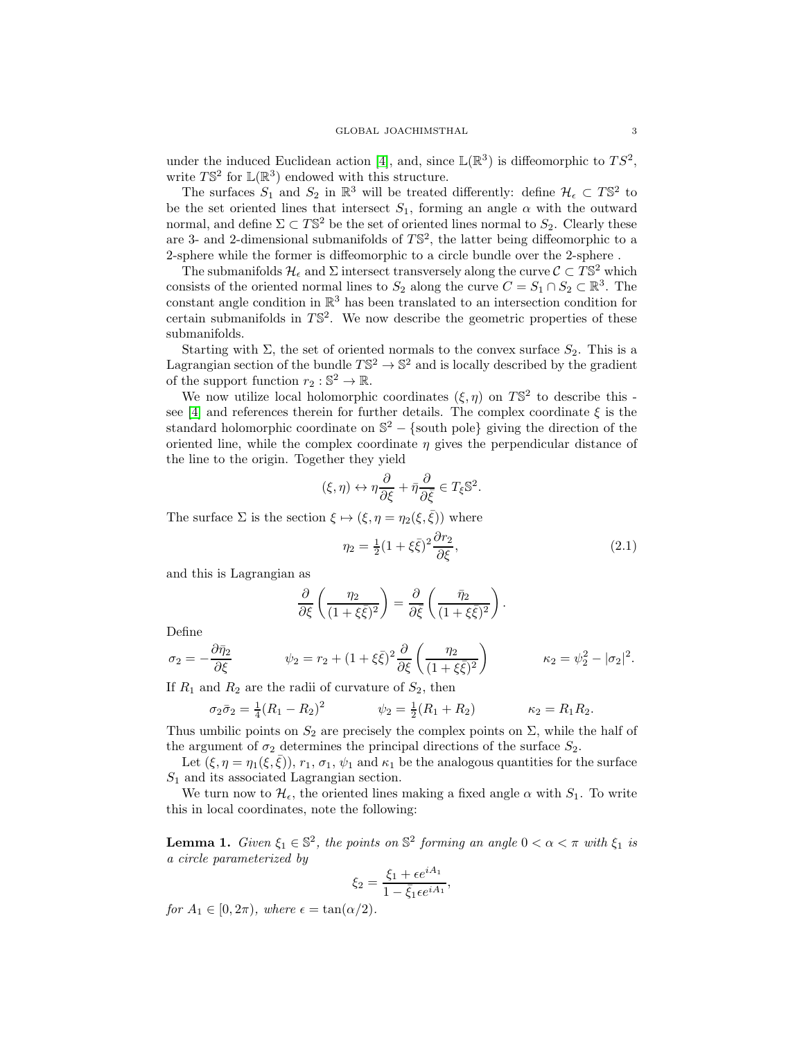under the induced Euclidean action [4], and, since $\mathbb{L}(\mathbb{R}^3)$ is diffeomorphic to $TS^2$, write $T\mathbb{S}^2$ for $\mathbb{L}(\mathbb{R}^3)$ endowed with this structure.

The surfaces $S_1$ and $S_2$ in $\mathbb{R}^3$ will be treated differently: define $\mathcal{H}_\epsilon \subset T\mathbb{S}^2$ to be the set oriented lines that intersect $S_1$, forming an angle $\alpha$ with the outward normal, and define $\Sigma \subset T\mathbb{S}^2$ be the set of oriented lines normal to $S_2$. Clearly these are 3- and 2-dimensional submanifolds of $T\mathbb{S}^2$, the latter being diffeomorphic to a 2-sphere while the former is diffeomorphic to a circle bundle over the 2-sphere .

The submanifolds $\mathcal{H}_\epsilon$ and $\Sigma$ intersect transversely along the curve $\mathcal{C} \subset T\mathbb{S}^2$ which consists of the oriented normal lines to $S_2$ along the curve $C = S_1 \cap S_2 \subset \mathbb{R}^3$. The constant angle condition in $\mathbb{R}^3$ has been translated to an intersection condition for certain submanifolds in $T\mathbb{S}^2$. We now describe the geometric properties of these submanifolds.

Starting with $\Sigma$, the set of oriented normals to the convex surface $S_2$. This is a Lagrangian section of the bundle $T\mathbb{S}^2 \to \mathbb{S}^2$ and is locally described by the gradient of the support function $r_2 : \mathbb{S}^2 \to \mathbb{R}$.

We now utilize local holomorphic coordinates $(\xi, \eta)$ on $T\mathbb{S}^2$ to describe this - see [4] and references therein for further details. The complex coordinate $\xi$ is the standard holomorphic coordinate on $\mathbb{S}^2 - \{\text{south pole}\}$ giving the direction of the oriented line, while the complex coordinate $\eta$ gives the perpendicular distance of the line to the origin. Together they yield

$$(\xi, \eta) \leftrightarrow \eta \frac{\partial}{\partial \xi} + \bar{\eta} \frac{\partial}{\partial \bar{\xi}} \in T_\xi \mathbb{S}^2.$$

The surface $\Sigma$ is the section $\xi \mapsto (\xi, \eta = \eta_2(\xi, \bar{\xi}))$ where

$$\eta_2 = \tfrac{1}{2}(1 + \xi\bar{\xi})^2 \frac{\partial r_2}{\partial \bar{\xi}}, \tag{2.1}$$

and this is Lagrangian as

$$\frac{\partial}{\partial \xi}\left(\frac{\eta_2}{(1 + \xi\bar{\xi})^2}\right) = \frac{\partial}{\partial \bar{\xi}}\left(\frac{\bar{\eta}_2}{(1 + \xi\bar{\xi})^2}\right).$$

Define

$$\sigma_2 = -\frac{\partial \bar{\eta}_2}{\partial \xi} \qquad\qquad \psi_2 = r_2 + (1 + \xi\bar{\xi})^2 \frac{\partial}{\partial \xi}\left(\frac{\eta_2}{(1 + \xi\bar{\xi})^2}\right) \qquad\qquad \kappa_2 = \psi_2^2 - |\sigma_2|^2.$$

If $R_1$ and $R_2$ are the radii of curvature of $S_2$, then

$$\sigma_2\bar{\sigma}_2 = \tfrac{1}{4}(R_1 - R_2)^2 \qquad\qquad \psi_2 = \tfrac{1}{2}(R_1 + R_2) \qquad\qquad \kappa_2 = R_1 R_2.$$

Thus umbilic points on $S_2$ are precisely the complex points on $\Sigma$, while the half of the argument of $\sigma_2$ determines the principal directions of the surface $S_2$.

Let $(\xi, \eta = \eta_1(\xi, \bar{\xi}))$, $r_1$, $\sigma_1$, $\psi_1$ and $\kappa_1$ be the analogous quantities for the surface $S_1$ and its associated Lagrangian section.

We turn now to $\mathcal{H}_\epsilon$, the oriented lines making a fixed angle $\alpha$ with $S_1$. To write this in local coordinates, note the following:

**Lemma 1.** *Given $\xi_1 \in \mathbb{S}^2$, the points on $\mathbb{S}^2$ forming an angle $0 < \alpha < \pi$ with $\xi_1$ is a circle parameterized by*

$$\xi_2 = \frac{\xi_1 + \epsilon e^{iA_1}}{1 - \bar{\xi}_1 \epsilon e^{iA_1}},$$

*for $A_1 \in [0, 2\pi)$, where $\epsilon = \tan(\alpha/2)$.*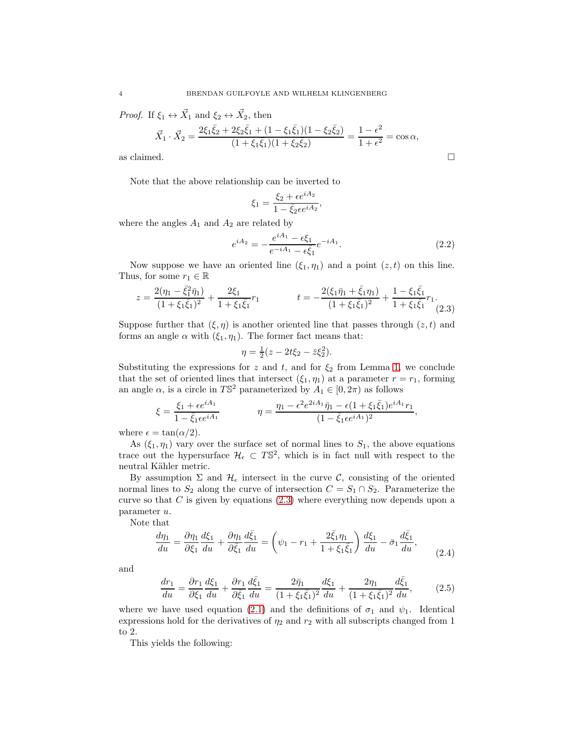*Proof.* If $\xi_1 \leftrightarrow \vec{X}_1$ and $\xi_2 \leftrightarrow \vec{X}_2$, then

$$\vec{X}_1 \cdot \vec{X}_2 = \frac{2\xi_1\bar{\xi}_2 + 2\xi_2\bar{\xi}_1 + (1-\xi_1\bar{\xi}_1)(1-\xi_2\bar{\xi}_2)}{(1+\xi_1\bar{\xi}_1)(1+\xi_2\bar{\xi}_2)} = \frac{1-\epsilon^2}{1+\epsilon^2} = \cos\alpha,$$

as claimed. $\square$

Note that the above relationship can be inverted to

$$\xi_1 = \frac{\xi_2 + \epsilon e^{iA_2}}{1-\bar{\xi}_2\epsilon e^{iA_2}},$$

where the angles $A_1$ and $A_2$ are related by

$$e^{iA_2} = -\frac{e^{iA_1} - \epsilon\xi_1}{e^{-iA_1} - \epsilon\bar{\xi}_1}e^{-iA_1}. \tag{2.2}$$

Now suppose we have an oriented line $(\xi_1, \eta_1)$ and a point $(z,t)$ on this line. Thus, for some $r_1 \in \mathbb{R}$

$$z = \frac{2(\eta_1 - \bar{\xi}_1^2\bar{\eta}_1)}{(1+\xi_1\bar{\xi}_1)^2} + \frac{2\xi_1}{1+\xi_1\bar{\xi}_1}r_1 \qquad\qquad t = -\frac{2(\xi_1\bar{\eta}_1 + \bar{\xi}_1\eta_1)}{(1+\xi_1\bar{\xi}_1)^2} + \frac{1-\xi_1\bar{\xi}_1}{1+\xi_1\bar{\xi}_1}r_1. \tag{2.3}$$

Suppose further that $(\xi, \eta)$ is another oriented line that passes through $(z,t)$ and forms an angle $\alpha$ with $(\xi_1, \eta_1)$. The former fact means that:

$$\eta = \tfrac{1}{2}(z - 2t\xi_2 - \bar{z}\xi_2^2).$$

Substituting the expressions for $z$ and $t$, and for $\xi_2$ from Lemma 1, we conclude that the set of oriented lines that intersect $(\xi_1, \eta_1)$ at a parameter $r = r_1$, forming an angle $\alpha$, is a circle in $T\mathbb{S}^2$ parameterized by $A_1 \in [0, 2\pi)$ as follows

$$\xi = \frac{\xi_1 + \epsilon e^{iA_1}}{1-\bar{\xi}_1\epsilon e^{iA_1}} \qquad\qquad \eta = \frac{\eta_1 - \epsilon^2 e^{2iA_1}\bar{\eta}_1 - \epsilon(1+\xi_1\bar{\xi}_1)e^{iA_1}r_1}{(1-\bar{\xi}_1\epsilon e^{iA_1})^2},$$

where $\epsilon = \tan(\alpha/2)$.

As $(\xi_1, \eta_1)$ vary over the surface set of normal lines to $S_1$, the above equations trace out the hypersurface $\mathcal{H}_\epsilon \subset T\mathbb{S}^2$, which is in fact null with respect to the neutral Kähler metric.

By assumption $\Sigma$ and $\mathcal{H}_\epsilon$ intersect in the curve $\mathcal{C}$, consisting of the oriented normal lines to $S_2$ along the curve of intersection $C = S_1 \cap S_2$. Parameterize the curve so that $C$ is given by equations (2.3) where everything now depends upon a parameter $u$.

Note that

$$\frac{d\eta_1}{du} = \frac{\partial\eta_1}{\partial\xi_1}\frac{d\xi_1}{du} + \frac{\partial\eta_1}{\partial\bar{\xi}_1}\frac{d\bar{\xi}_1}{du} = \left(\psi_1 - r_1 + \frac{2\bar{\xi}_1\eta_1}{1+\xi_1\bar{\xi}_1}\right)\frac{d\xi_1}{du} - \bar{\sigma}_1\frac{d\bar{\xi}_1}{du}, \tag{2.4}$$

and

$$\frac{dr_1}{du} = \frac{\partial r_1}{\partial\xi_1}\frac{d\xi_1}{du} + \frac{\partial r_1}{\partial\bar{\xi}_1}\frac{d\bar{\xi}_1}{du} = \frac{2\bar{\eta}_1}{(1+\xi_1\bar{\xi}_1)^2}\frac{d\xi_1}{du} + \frac{2\eta_1}{(1+\xi_1\bar{\xi}_1)^2}\frac{d\bar{\xi}_1}{du}, \tag{2.5}$$

where we have used equation (2.1) and the definitions of $\sigma_1$ and $\psi_1$. Identical expressions hold for the derivatives of $\eta_2$ and $r_2$ with all subscripts changed from 1 to 2.

This yields the following: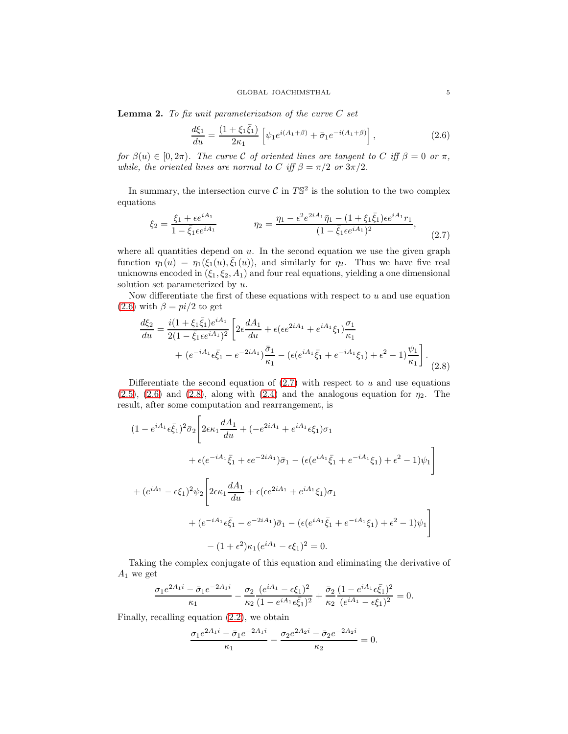**Lemma 2.** *To fix unit parameterization of the curve $C$ set*

$$\frac{d\xi_1}{du} = \frac{(1+\xi_1\bar{\xi}_1)}{2\kappa_1}\left[\psi_1 e^{i(A_1+\beta)} + \bar{\sigma}_1 e^{-i(A_1+\beta)}\right], \tag{2.6}$$

*for $\beta(u) \in [0, 2\pi)$. The curve $\mathcal{C}$ of oriented lines are tangent to $C$ iff $\beta = 0$ or $\pi$, while, the oriented lines are normal to $C$ iff $\beta = \pi/2$ or $3\pi/2$.*

In summary, the intersection curve $\mathcal{C}$ in $T\mathbb{S}^2$ is the solution to the two complex equations

$$\xi_2 = \frac{\xi_1 + \epsilon e^{iA_1}}{1 - \bar{\xi}_1 \epsilon e^{iA_1}} \qquad \eta_2 = \frac{\eta_1 - \epsilon^2 e^{2iA_1}\bar{\eta}_1 - (1+\xi_1\bar{\xi}_1)\epsilon e^{iA_1} r_1}{(1-\bar{\xi}_1\epsilon e^{iA_1})^2}, \tag{2.7}$$

where all quantities depend on $u$. In the second equation we use the given graph function $\eta_1(u) = \eta_1(\xi_1(u), \bar{\xi}_1(u))$, and similarly for $\eta_2$. Thus we have five real unknowns encoded in $(\xi_1, \xi_2, A_1)$ and four real equations, yielding a one dimensional solution set parameterized by $u$.

Now differentiate the first of these equations with respect to $u$ and use equation (2.6) with $\beta = pi/2$ to get

$$\frac{d\xi_2}{du} = \frac{i(1+\xi_1\bar{\xi}_1)e^{iA_1}}{2(1-\bar{\xi}_1\epsilon e^{iA_1})^2}\left[2\epsilon\frac{dA_1}{du} + \epsilon(\epsilon e^{2iA_1} + e^{iA_1}\xi_1)\frac{\sigma_1}{\kappa_1} + (e^{-iA_1}\epsilon\bar{\xi}_1 - e^{-2iA_1})\frac{\bar{\sigma}_1}{\kappa_1} - (\epsilon(e^{iA_1}\bar{\xi}_1 + e^{-iA_1}\xi_1) + \epsilon^2 - 1)\frac{\psi_1}{\kappa_1}\right]. \tag{2.8}$$

Differentiate the second equation of (2.7) with respect to $u$ and use equations (2.5), (2.6) and (2.8), along with (2.4) and the analogous equation for $\eta_2$. The result, after some computation and rearrangement, is

$$\begin{aligned}
(1 - e^{iA_1}\epsilon\bar{\xi}_1)^2\bar{\sigma}_2\Bigg[&2\epsilon\kappa_1\frac{dA_1}{du} + (-e^{2iA_1} + e^{iA_1}\epsilon\xi_1)\sigma_1 \\
&+ \epsilon(e^{-iA_1}\bar{\xi}_1 + \epsilon e^{-2iA_1})\bar{\sigma}_1 - (\epsilon(e^{iA_1}\bar{\xi}_1 + e^{-iA_1}\xi_1) + \epsilon^2 - 1)\psi_1\Bigg] \\
+ (e^{iA_1} - \epsilon\xi_1)^2\psi_2\Bigg[&2\epsilon\kappa_1\frac{dA_1}{du} + \epsilon(\epsilon e^{2iA_1} + e^{iA_1}\xi_1)\sigma_1 \\
&+ (e^{-iA_1}\epsilon\bar{\xi}_1 - e^{-2iA_1})\bar{\sigma}_1 - (\epsilon(e^{iA_1}\bar{\xi}_1 + e^{-iA_1}\xi_1) + \epsilon^2 - 1)\psi_1\Bigg] \\
&- (1+\epsilon^2)\kappa_1(e^{iA_1} - \epsilon\xi_1)^2 = 0.
\end{aligned}$$

Taking the complex conjugate of this equation and eliminating the derivative of $A_1$ we get

$$\frac{\sigma_1 e^{2A_1 i} - \bar{\sigma}_1 e^{-2A_1 i}}{\kappa_1} - \frac{\sigma_2}{\kappa_2}\frac{(e^{iA_1} - \epsilon\xi_1)^2}{(1 - e^{iA_1}\epsilon\bar{\xi}_1)^2} + \frac{\bar{\sigma}_2}{\kappa_2}\frac{(1 - e^{iA_1}\epsilon\bar{\xi}_1)^2}{(e^{iA_1} - \epsilon\xi_1)^2} = 0.$$

Finally, recalling equation (2.2), we obtain

$$\frac{\sigma_1 e^{2A_1 i} - \bar{\sigma}_1 e^{-2A_1 i}}{\kappa_1} - \frac{\sigma_2 e^{2A_2 i} - \bar{\sigma}_2 e^{-2A_2 i}}{\kappa_2} = 0.$$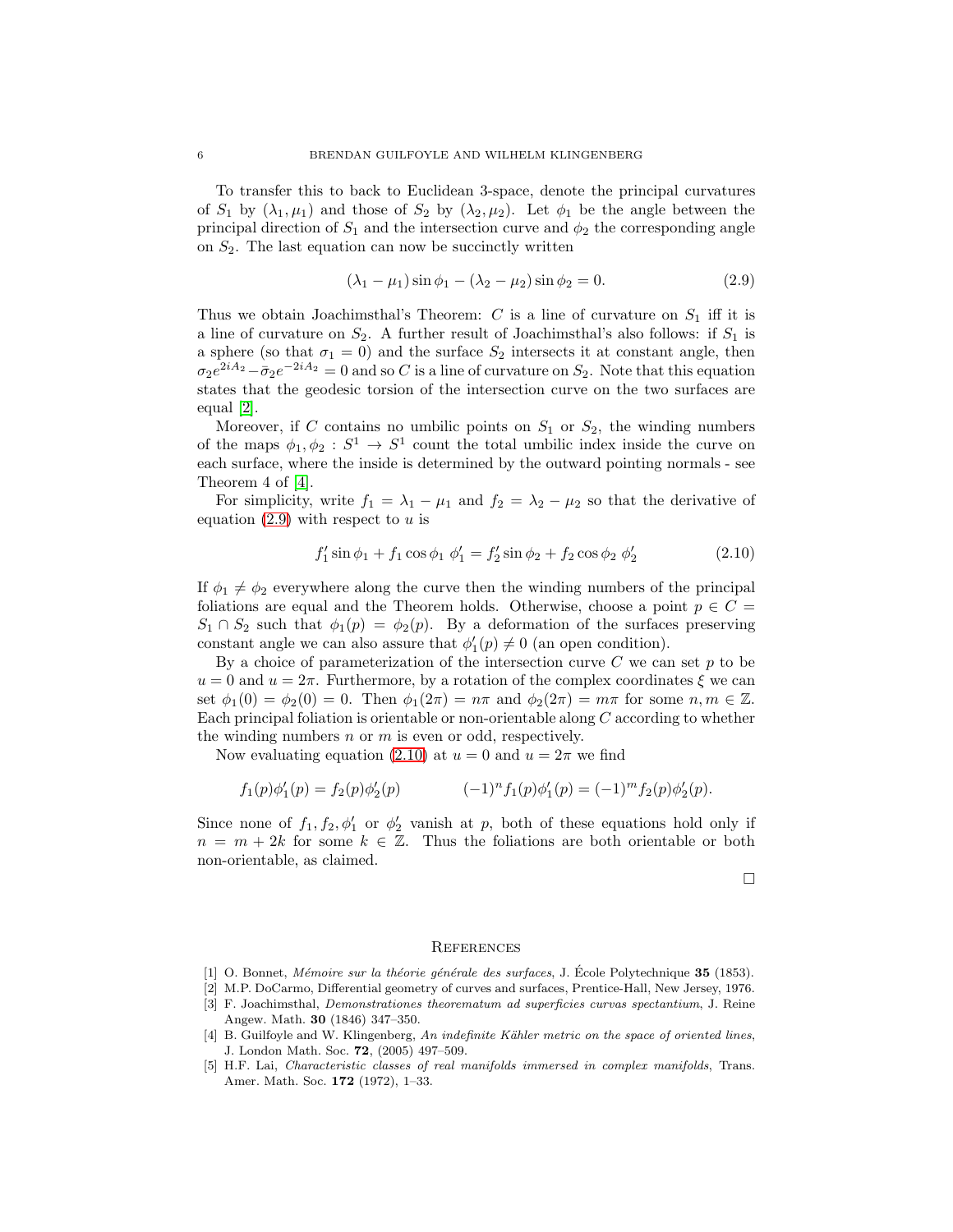To transfer this to back to Euclidean 3-space, denote the principal curvatures of $S_1$ by $(\lambda_1, \mu_1)$ and those of $S_2$ by $(\lambda_2, \mu_2)$. Let $\phi_1$ be the angle between the principal direction of $S_1$ and the intersection curve and $\phi_2$ the corresponding angle on $S_2$. The last equation can now be succinctly written

$$(\lambda_1 - \mu_1)\sin\phi_1 - (\lambda_2 - \mu_2)\sin\phi_2 = 0. \tag{2.9}$$

Thus we obtain Joachimsthal's Theorem: $C$ is a line of curvature on $S_1$ iff it is a line of curvature on $S_2$. A further result of Joachimsthal's also follows: if $S_1$ is a sphere (so that $\sigma_1 = 0$) and the surface $S_2$ intersects it at constant angle, then $\sigma_2 e^{2iA_2} - \bar{\sigma}_2 e^{-2iA_2} = 0$ and so $C$ is a line of curvature on $S_2$. Note that this equation states that the geodesic torsion of the intersection curve on the two surfaces are equal [2].

Moreover, if $C$ contains no umbilic points on $S_1$ or $S_2$, the winding numbers of the maps $\phi_1, \phi_2 : S^1 \to S^1$ count the total umbilic index inside the curve on each surface, where the inside is determined by the outward pointing normals - see Theorem 4 of [4].

For simplicity, write $f_1 = \lambda_1 - \mu_1$ and $f_2 = \lambda_2 - \mu_2$ so that the derivative of equation (2.9) with respect to $u$ is

$$f_1' \sin\phi_1 + f_1 \cos\phi_1 \; \phi_1' = f_2' \sin\phi_2 + f_2 \cos\phi_2 \; \phi_2' \tag{2.10}$$

If $\phi_1 \neq \phi_2$ everywhere along the curve then the winding numbers of the principal foliations are equal and the Theorem holds. Otherwise, choose a point $p \in C = S_1 \cap S_2$ such that $\phi_1(p) = \phi_2(p)$. By a deformation of the surfaces preserving constant angle we can also assure that $\phi_1'(p) \neq 0$ (an open condition).

By a choice of parameterization of the intersection curve $C$ we can set $p$ to be $u = 0$ and $u = 2\pi$. Furthermore, by a rotation of the complex coordinates $\xi$ we can set $\phi_1(0) = \phi_2(0) = 0$. Then $\phi_1(2\pi) = n\pi$ and $\phi_2(2\pi) = m\pi$ for some $n, m \in \mathbb{Z}$. Each principal foliation is orientable or non-orientable along $C$ according to whether the winding numbers $n$ or $m$ is even or odd, respectively.

Now evaluating equation (2.10) at $u = 0$ and $u = 2\pi$ we find

$$f_1(p)\phi_1'(p) = f_2(p)\phi_2'(p) \qquad\qquad (-1)^n f_1(p)\phi_1'(p) = (-1)^m f_2(p)\phi_2'(p).$$

Since none of $f_1, f_2, \phi_1'$ or $\phi_2'$ vanish at $p$, both of these equations hold only if $n = m + 2k$ for some $k \in \mathbb{Z}$. Thus the foliations are both orientable or both non-orientable, as claimed.

$\square$

## References

[1] O. Bonnet, *Mémoire sur la théorie générale des surfaces*, J. École Polytechnique **35** (1853).

[2] M.P. DoCarmo, Differential geometry of curves and surfaces, Prentice-Hall, New Jersey, 1976.

[3] F. Joachimsthal, *Demonstrationes theorematum ad superficies curvas spectantium*, J. Reine Angew. Math. **30** (1846) 347–350.

[4] B. Guilfoyle and W. Klingenberg, *An indefinite Kähler metric on the space of oriented lines*, J. London Math. Soc. **72**, (2005) 497–509.

[5] H.F. Lai, *Characteristic classes of real manifolds immersed in complex manifolds*, Trans. Amer. Math. Soc. **172** (1972), 1–33.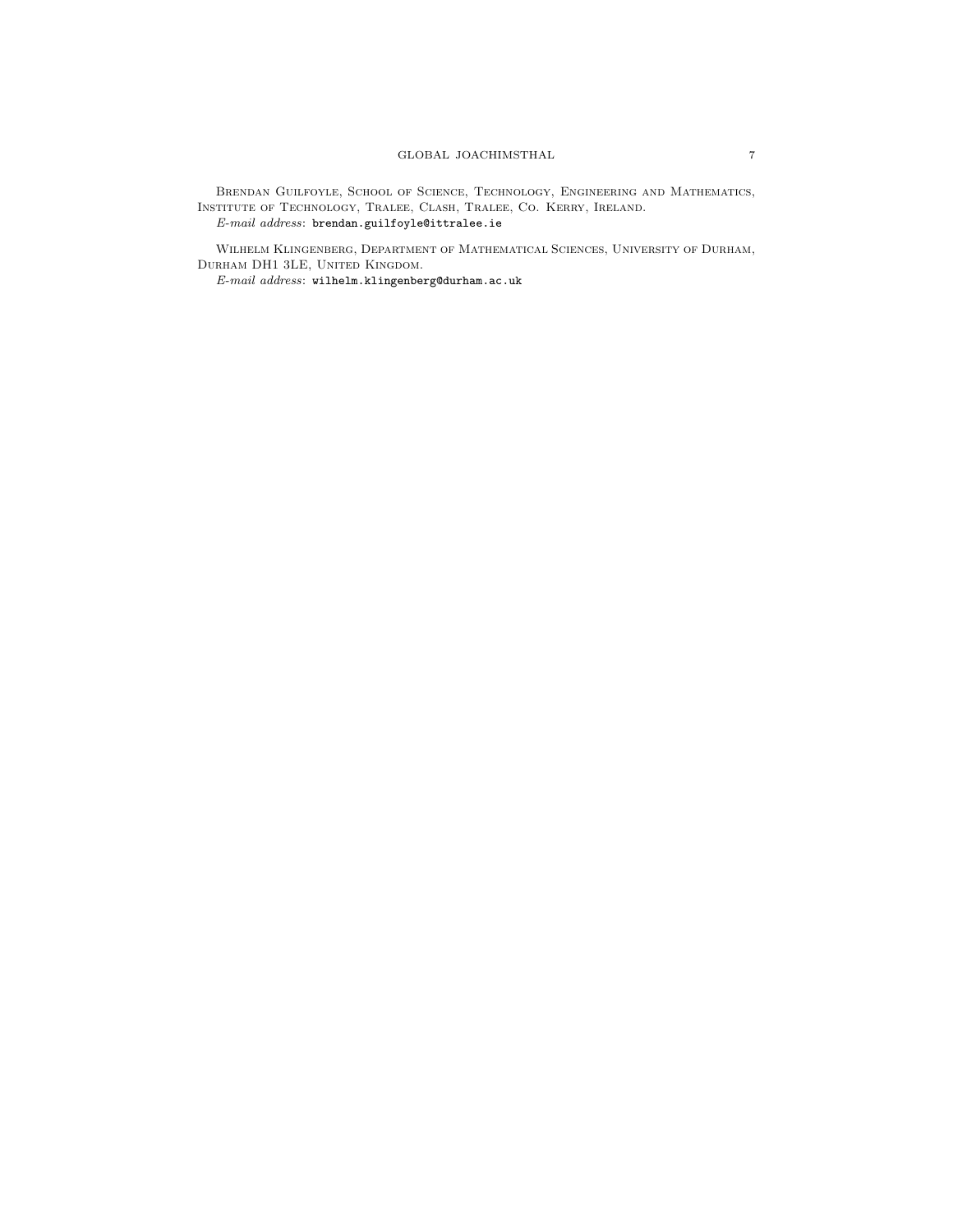Brendan Guilfoyle, School of Science, Technology, Engineering and Mathematics, Institute of Technology, Tralee, Clash, Tralee, Co. Kerry, Ireland.

*E-mail address*: `brendan.guilfoyle@ittralee.ie`

Wilhelm Klingenberg, Department of Mathematical Sciences, University of Durham, Durham DH1 3LE, United Kingdom.

*E-mail address*: `wilhelm.klingenberg@durham.ac.uk`